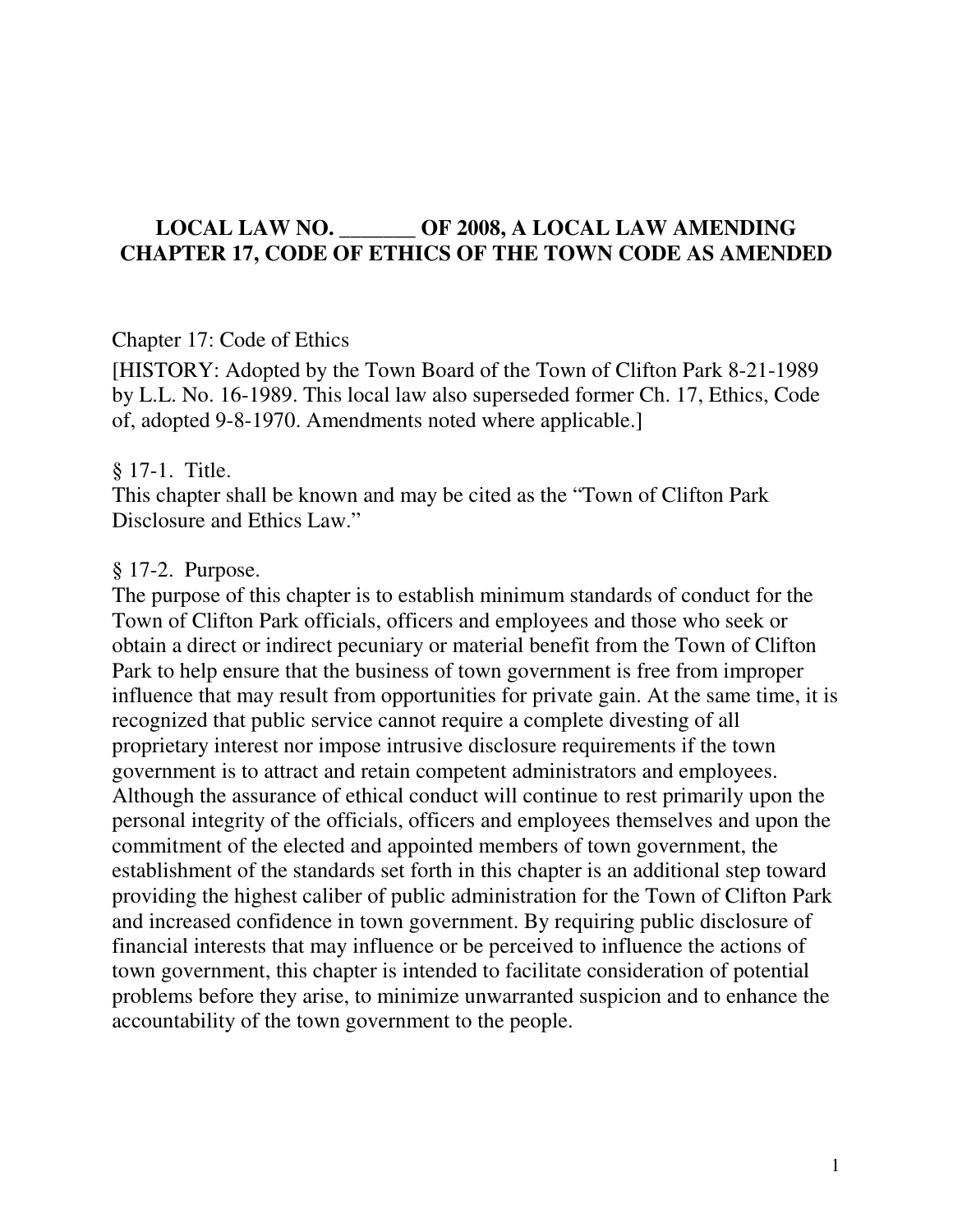# LOCAL LAW NO. _______ OF 2008, A LOCAL LAW AMENDING CHAPTER 17, CODE OF ETHICS OF THE TOWN CODE AS AMENDED

Chapter 17: Code of Ethics

[HISTORY: Adopted by the Town Board of the Town of Clifton Park 8-21-1989 by L.L. No. 16-1989. This local law also superseded former Ch. 17, Ethics, Code of, adopted 9-8-1970. Amendments noted where applicable.]

§ 17-1. Title.
This chapter shall be known and may be cited as the "Town of Clifton Park Disclosure and Ethics Law."

§ 17-2. Purpose.
The purpose of this chapter is to establish minimum standards of conduct for the Town of Clifton Park officials, officers and employees and those who seek or obtain a direct or indirect pecuniary or material benefit from the Town of Clifton Park to help ensure that the business of town government is free from improper influence that may result from opportunities for private gain. At the same time, it is recognized that public service cannot require a complete divesting of all proprietary interest nor impose intrusive disclosure requirements if the town government is to attract and retain competent administrators and employees. Although the assurance of ethical conduct will continue to rest primarily upon the personal integrity of the officials, officers and employees themselves and upon the commitment of the elected and appointed members of town government, the establishment of the standards set forth in this chapter is an additional step toward providing the highest caliber of public administration for the Town of Clifton Park and increased confidence in town government. By requiring public disclosure of financial interests that may influence or be perceived to influence the actions of town government, this chapter is intended to facilitate consideration of potential problems before they arise, to minimize unwarranted suspicion and to enhance the accountability of the town government to the people.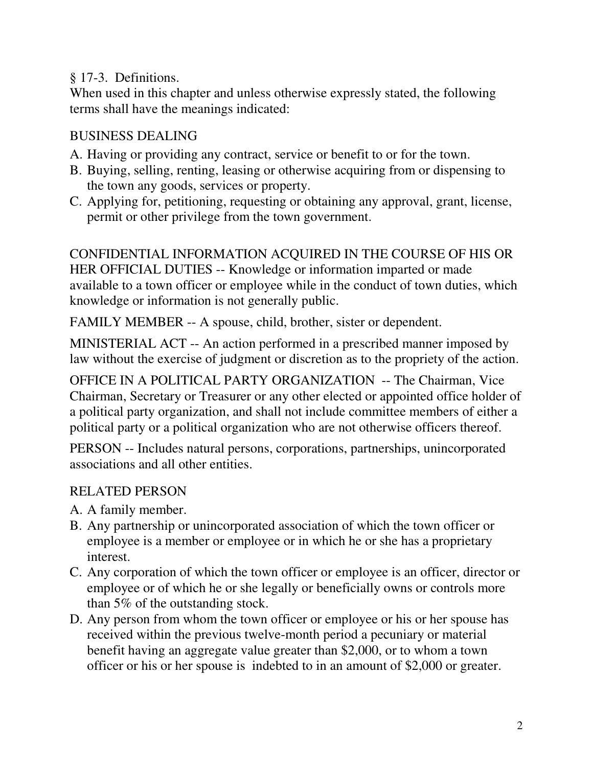## § 17-3. Definitions.

When used in this chapter and unless otherwise expressly stated, the following terms shall have the meanings indicated:

BUSINESS DEALING

A. Having or providing any contract, service or benefit to or for the town.
B. Buying, selling, renting, leasing or otherwise acquiring from or dispensing to the town any goods, services or property.
C. Applying for, petitioning, requesting or obtaining any approval, grant, license, permit or other privilege from the town government.

CONFIDENTIAL INFORMATION ACQUIRED IN THE COURSE OF HIS OR HER OFFICIAL DUTIES -- Knowledge or information imparted or made available to a town officer or employee while in the conduct of town duties, which knowledge or information is not generally public.

FAMILY MEMBER -- A spouse, child, brother, sister or dependent.

MINISTERIAL ACT -- An action performed in a prescribed manner imposed by law without the exercise of judgment or discretion as to the propriety of the action.

OFFICE IN A POLITICAL PARTY ORGANIZATION -- The Chairman, Vice Chairman, Secretary or Treasurer or any other elected or appointed office holder of a political party organization, and shall not include committee members of either a political party or a political organization who are not otherwise officers thereof.

PERSON -- Includes natural persons, corporations, partnerships, unincorporated associations and all other entities.

RELATED PERSON

A. A family member.
B. Any partnership or unincorporated association of which the town officer or employee is a member or employee or in which he or she has a proprietary interest.
C. Any corporation of which the town officer or employee is an officer, director or employee or of which he or she legally or beneficially owns or controls more than 5% of the outstanding stock.
D. Any person from whom the town officer or employee or his or her spouse has received within the previous twelve-month period a pecuniary or material benefit having an aggregate value greater than $2,000, or to whom a town officer or his or her spouse is indebted to in an amount of $2,000 or greater.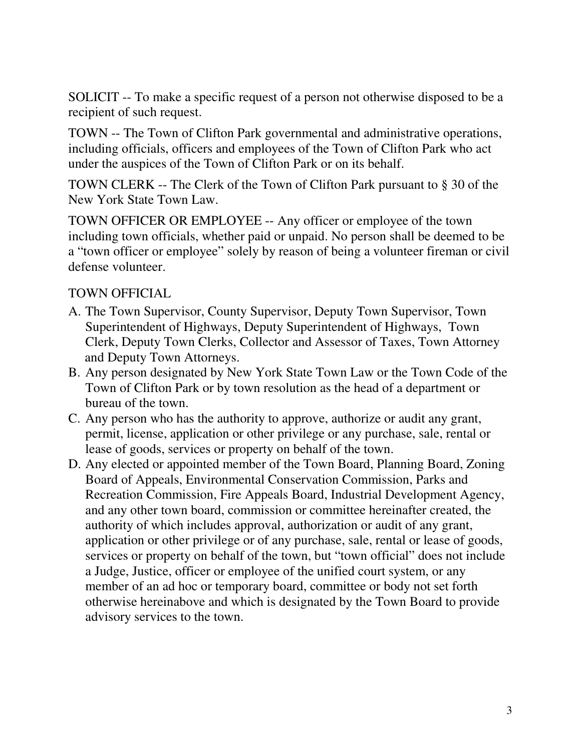SOLICIT -- To make a specific request of a person not otherwise disposed to be a recipient of such request.

TOWN -- The Town of Clifton Park governmental and administrative operations, including officials, officers and employees of the Town of Clifton Park who act under the auspices of the Town of Clifton Park or on its behalf.

TOWN CLERK -- The Clerk of the Town of Clifton Park pursuant to § 30 of the New York State Town Law.

TOWN OFFICER OR EMPLOYEE -- Any officer or employee of the town including town officials, whether paid or unpaid. No person shall be deemed to be a "town officer or employee" solely by reason of being a volunteer fireman or civil defense volunteer.

TOWN OFFICIAL

A. The Town Supervisor, County Supervisor, Deputy Town Supervisor, Town Superintendent of Highways, Deputy Superintendent of Highways, Town Clerk, Deputy Town Clerks, Collector and Assessor of Taxes, Town Attorney and Deputy Town Attorneys.
B. Any person designated by New York State Town Law or the Town Code of the Town of Clifton Park or by town resolution as the head of a department or bureau of the town.
C. Any person who has the authority to approve, authorize or audit any grant, permit, license, application or other privilege or any purchase, sale, rental or lease of goods, services or property on behalf of the town.
D. Any elected or appointed member of the Town Board, Planning Board, Zoning Board of Appeals, Environmental Conservation Commission, Parks and Recreation Commission, Fire Appeals Board, Industrial Development Agency, and any other town board, commission or committee hereinafter created, the authority of which includes approval, authorization or audit of any grant, application or other privilege or of any purchase, sale, rental or lease of goods, services or property on behalf of the town, but "town official" does not include a Judge, Justice, officer or employee of the unified court system, or any member of an ad hoc or temporary board, committee or body not set forth otherwise hereinabove and which is designated by the Town Board to provide advisory services to the town.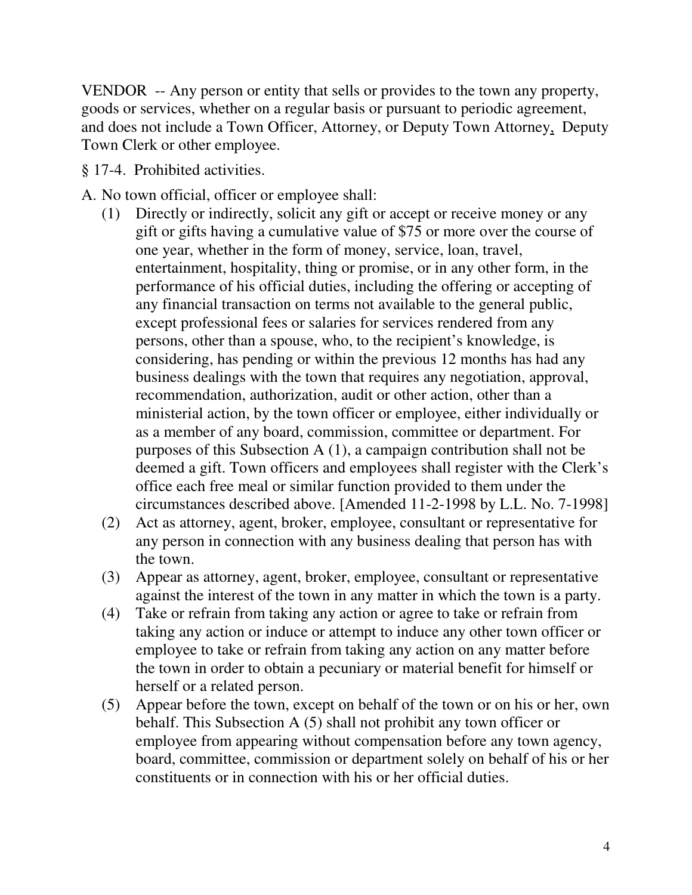VENDOR -- Any person or entity that sells or provides to the town any property, goods or services, whether on a regular basis or pursuant to periodic agreement, and does not include a Town Officer, Attorney, or Deputy Town Attorney, Deputy Town Clerk or other employee.

§ 17-4. Prohibited activities.

A. No town official, officer or employee shall:

(1) Directly or indirectly, solicit any gift or accept or receive money or any gift or gifts having a cumulative value of $75 or more over the course of one year, whether in the form of money, service, loan, travel, entertainment, hospitality, thing or promise, or in any other form, in the performance of his official duties, including the offering or accepting of any financial transaction on terms not available to the general public, except professional fees or salaries for services rendered from any persons, other than a spouse, who, to the recipient's knowledge, is considering, has pending or within the previous 12 months has had any business dealings with the town that requires any negotiation, approval, recommendation, authorization, audit or other action, other than a ministerial action, by the town officer or employee, either individually or as a member of any board, commission, committee or department. For purposes of this Subsection A (1), a campaign contribution shall not be deemed a gift. Town officers and employees shall register with the Clerk's office each free meal or similar function provided to them under the circumstances described above. [Amended 11-2-1998 by L.L. No. 7-1998]

(2) Act as attorney, agent, broker, employee, consultant or representative for any person in connection with any business dealing that person has with the town.

(3) Appear as attorney, agent, broker, employee, consultant or representative against the interest of the town in any matter in which the town is a party.

(4) Take or refrain from taking any action or agree to take or refrain from taking any action or induce or attempt to induce any other town officer or employee to take or refrain from taking any action on any matter before the town in order to obtain a pecuniary or material benefit for himself or herself or a related person.

(5) Appear before the town, except on behalf of the town or on his or her, own behalf. This Subsection A (5) shall not prohibit any town officer or employee from appearing without compensation before any town agency, board, committee, commission or department solely on behalf of his or her constituents or in connection with his or her official duties.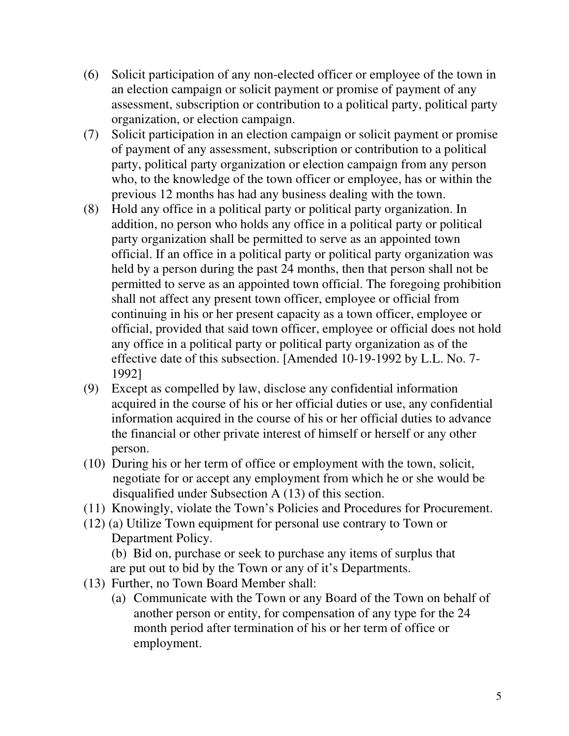(6) Solicit participation of any non-elected officer or employee of the town in an election campaign or solicit payment or promise of payment of any assessment, subscription or contribution to a political party, political party organization, or election campaign.

(7) Solicit participation in an election campaign or solicit payment or promise of payment of any assessment, subscription or contribution to a political party, political party organization or election campaign from any person who, to the knowledge of the town officer or employee, has or within the previous 12 months has had any business dealing with the town.

(8) Hold any office in a political party or political party organization. In addition, no person who holds any office in a political party or political party organization shall be permitted to serve as an appointed town official. If an office in a political party or political party organization was held by a person during the past 24 months, then that person shall not be permitted to serve as an appointed town official. The foregoing prohibition shall not affect any present town officer, employee or official from continuing in his or her present capacity as a town officer, employee or official, provided that said town officer, employee or official does not hold any office in a political party or political party organization as of the effective date of this subsection. [Amended 10-19-1992 by L.L. No. 7-1992]

(9) Except as compelled by law, disclose any confidential information acquired in the course of his or her official duties or use, any confidential information acquired in the course of his or her official duties to advance the financial or other private interest of himself or herself or any other person.

(10) During his or her term of office or employment with the town, solicit, negotiate for or accept any employment from which he or she would be disqualified under Subsection A (13) of this section.

(11) Knowingly, violate the Town's Policies and Procedures for Procurement.

(12) (a) Utilize Town equipment for personal use contrary to Town or Department Policy.

(b) Bid on, purchase or seek to purchase any items of surplus that are put out to bid by the Town or any of it's Departments.

(13) Further, no Town Board Member shall:

(a) Communicate with the Town or any Board of the Town on behalf of another person or entity, for compensation of any type for the 24 month period after termination of his or her term of office or employment.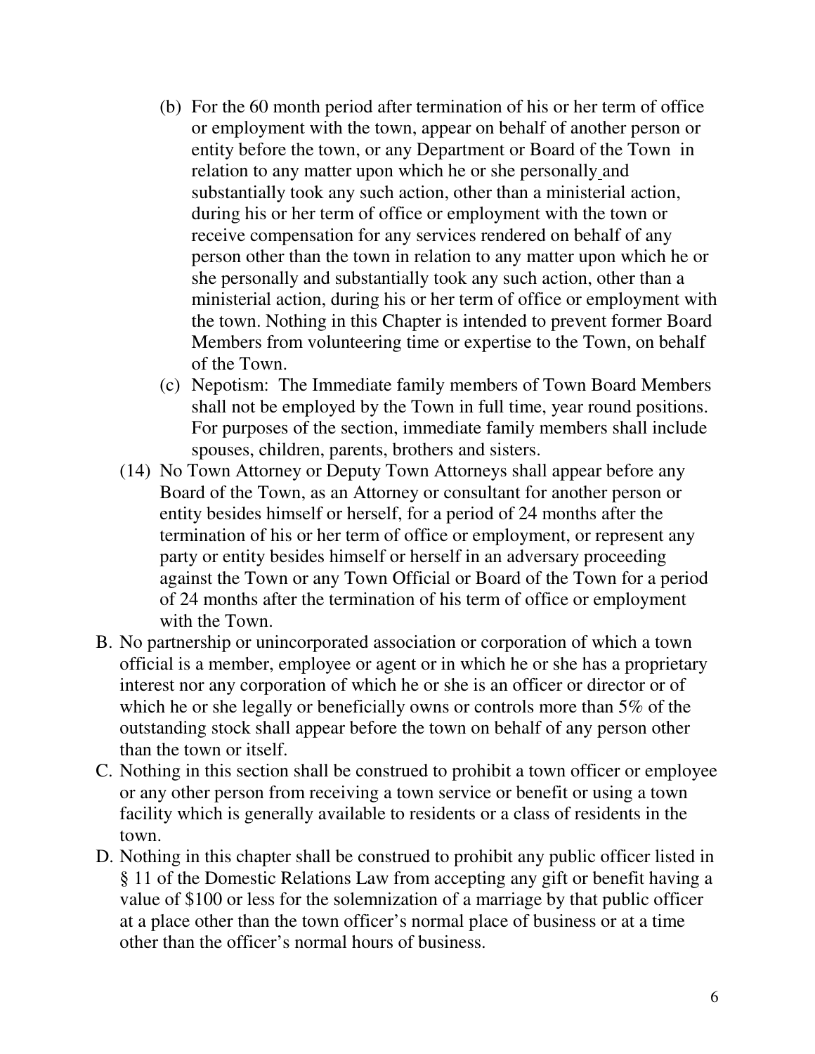(b) For the 60 month period after termination of his or her term of office or employment with the town, appear on behalf of another person or entity before the town, or any Department or Board of the Town in relation to any matter upon which he or she personally and substantially took any such action, other than a ministerial action, during his or her term of office or employment with the town or receive compensation for any services rendered on behalf of any person other than the town in relation to any matter upon which he or she personally and substantially took any such action, other than a ministerial action, during his or her term of office or employment with the town. Nothing in this Chapter is intended to prevent former Board Members from volunteering time or expertise to the Town, on behalf of the Town.

(c) Nepotism: The Immediate family members of Town Board Members shall not be employed by the Town in full time, year round positions. For purposes of the section, immediate family members shall include spouses, children, parents, brothers and sisters.

(14) No Town Attorney or Deputy Town Attorneys shall appear before any Board of the Town, as an Attorney or consultant for another person or entity besides himself or herself, for a period of 24 months after the termination of his or her term of office or employment, or represent any party or entity besides himself or herself in an adversary proceeding against the Town or any Town Official or Board of the Town for a period of 24 months after the termination of his term of office or employment with the Town.

B. No partnership or unincorporated association or corporation of which a town official is a member, employee or agent or in which he or she has a proprietary interest nor any corporation of which he or she is an officer or director or of which he or she legally or beneficially owns or controls more than 5% of the outstanding stock shall appear before the town on behalf of any person other than the town or itself.

C. Nothing in this section shall be construed to prohibit a town officer or employee or any other person from receiving a town service or benefit or using a town facility which is generally available to residents or a class of residents in the town.

D. Nothing in this chapter shall be construed to prohibit any public officer listed in § 11 of the Domestic Relations Law from accepting any gift or benefit having a value of $100 or less for the solemnization of a marriage by that public officer at a place other than the town officer's normal place of business or at a time other than the officer's normal hours of business.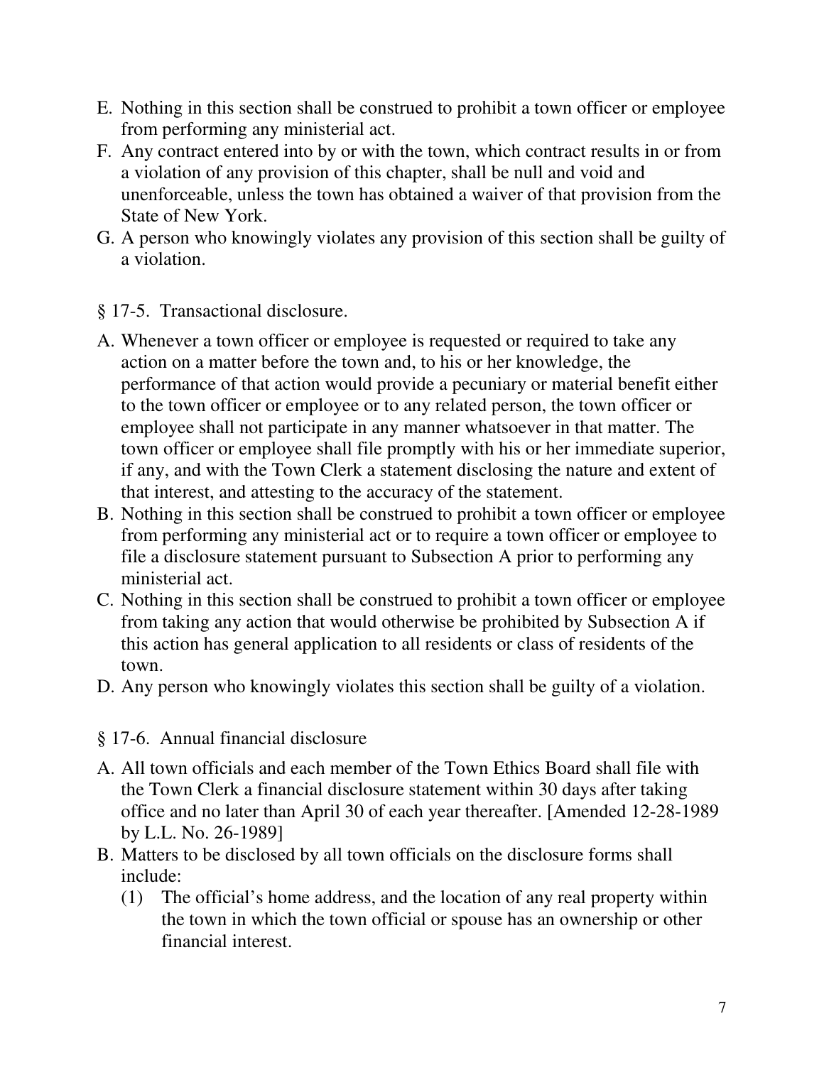E. Nothing in this section shall be construed to prohibit a town officer or employee from performing any ministerial act.

F. Any contract entered into by or with the town, which contract results in or from a violation of any provision of this chapter, shall be null and void and unenforceable, unless the town has obtained a waiver of that provision from the State of New York.

G. A person who knowingly violates any provision of this section shall be guilty of a violation.

## § 17-5. Transactional disclosure.

A. Whenever a town officer or employee is requested or required to take any action on a matter before the town and, to his or her knowledge, the performance of that action would provide a pecuniary or material benefit either to the town officer or employee or to any related person, the town officer or employee shall not participate in any manner whatsoever in that matter. The town officer or employee shall file promptly with his or her immediate superior, if any, and with the Town Clerk a statement disclosing the nature and extent of that interest, and attesting to the accuracy of the statement.

B. Nothing in this section shall be construed to prohibit a town officer or employee from performing any ministerial act or to require a town officer or employee to file a disclosure statement pursuant to Subsection A prior to performing any ministerial act.

C. Nothing in this section shall be construed to prohibit a town officer or employee from taking any action that would otherwise be prohibited by Subsection A if this action has general application to all residents or class of residents of the town.

D. Any person who knowingly violates this section shall be guilty of a violation.

## § 17-6. Annual financial disclosure

A. All town officials and each member of the Town Ethics Board shall file with the Town Clerk a financial disclosure statement within 30 days after taking office and no later than April 30 of each year thereafter. [Amended 12-28-1989 by L.L. No. 26-1989]

B. Matters to be disclosed by all town officials on the disclosure forms shall include:

   (1) The official's home address, and the location of any real property within the town in which the town official or spouse has an ownership or other financial interest.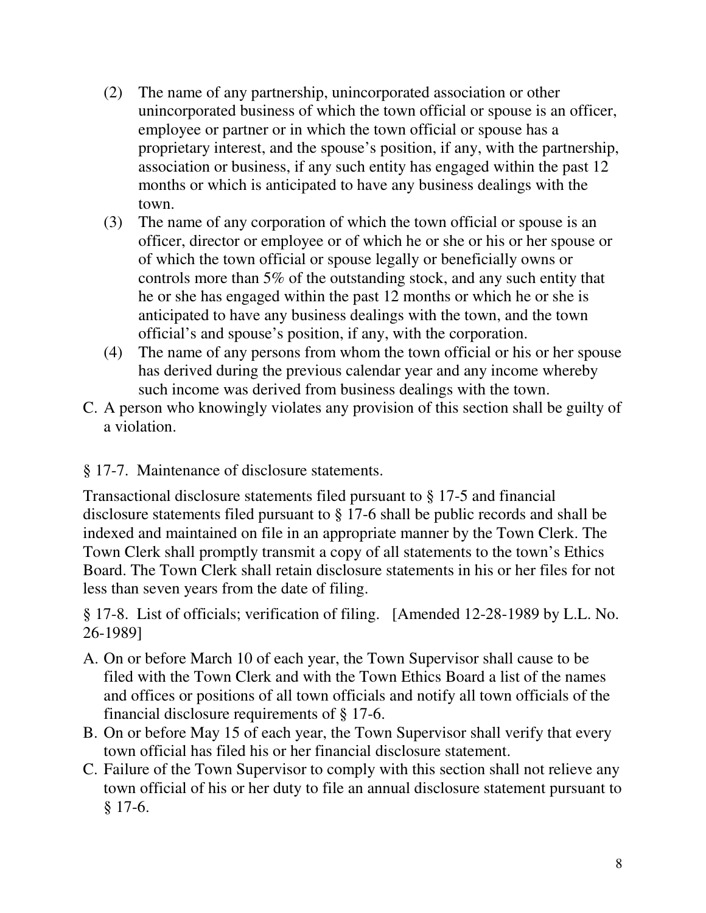(2) The name of any partnership, unincorporated association or other unincorporated business of which the town official or spouse is an officer, employee or partner or in which the town official or spouse has a proprietary interest, and the spouse's position, if any, with the partnership, association or business, if any such entity has engaged within the past 12 months or which is anticipated to have any business dealings with the town.

(3) The name of any corporation of which the town official or spouse is an officer, director or employee or of which he or she or his or her spouse or of which the town official or spouse legally or beneficially owns or controls more than 5% of the outstanding stock, and any such entity that he or she has engaged within the past 12 months or which he or she is anticipated to have any business dealings with the town, and the town official's and spouse's position, if any, with the corporation.

(4) The name of any persons from whom the town official or his or her spouse has derived during the previous calendar year and any income whereby such income was derived from business dealings with the town.

C. A person who knowingly violates any provision of this section shall be guilty of a violation.

§ 17-7. Maintenance of disclosure statements.

Transactional disclosure statements filed pursuant to § 17-5 and financial disclosure statements filed pursuant to § 17-6 shall be public records and shall be indexed and maintained on file in an appropriate manner by the Town Clerk. The Town Clerk shall promptly transmit a copy of all statements to the town's Ethics Board. The Town Clerk shall retain disclosure statements in his or her files for not less than seven years from the date of filing.

§ 17-8. List of officials; verification of filing. [Amended 12-28-1989 by L.L. No. 26-1989]

A. On or before March 10 of each year, the Town Supervisor shall cause to be filed with the Town Clerk and with the Town Ethics Board a list of the names and offices or positions of all town officials and notify all town officials of the financial disclosure requirements of § 17-6.

B. On or before May 15 of each year, the Town Supervisor shall verify that every town official has filed his or her financial disclosure statement.

C. Failure of the Town Supervisor to comply with this section shall not relieve any town official of his or her duty to file an annual disclosure statement pursuant to § 17-6.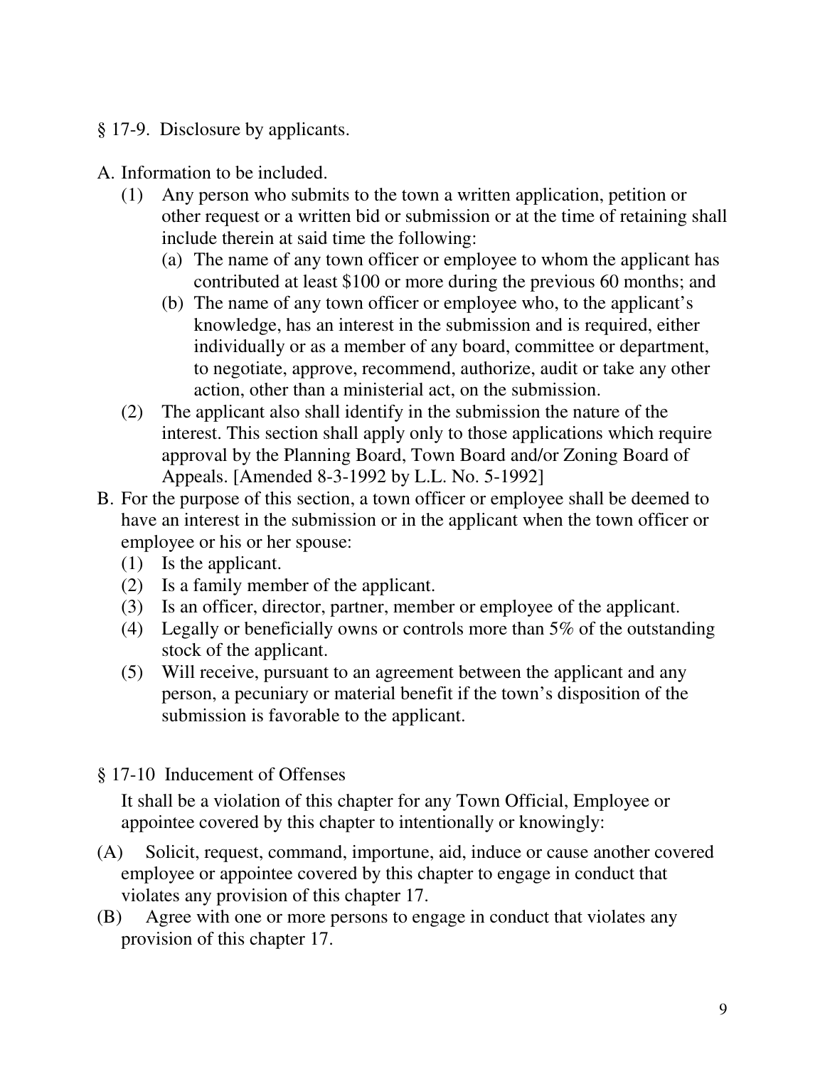§ 17-9. Disclosure by applicants.

A. Information to be included.
   (1) Any person who submits to the town a written application, petition or other request or a written bid or submission or at the time of retaining shall include therein at said time the following:
      (a) The name of any town officer or employee to whom the applicant has contributed at least $100 or more during the previous 60 months; and
      (b) The name of any town officer or employee who, to the applicant's knowledge, has an interest in the submission and is required, either individually or as a member of any board, committee or department, to negotiate, approve, recommend, authorize, audit or take any other action, other than a ministerial act, on the submission.
   (2) The applicant also shall identify in the submission the nature of the interest. This section shall apply only to those applications which require approval by the Planning Board, Town Board and/or Zoning Board of Appeals. [Amended 8-3-1992 by L.L. No. 5-1992]

B. For the purpose of this section, a town officer or employee shall be deemed to have an interest in the submission or in the applicant when the town officer or employee or his or her spouse:
   (1) Is the applicant.
   (2) Is a family member of the applicant.
   (3) Is an officer, director, partner, member or employee of the applicant.
   (4) Legally or beneficially owns or controls more than 5% of the outstanding stock of the applicant.
   (5) Will receive, pursuant to an agreement between the applicant and any person, a pecuniary or material benefit if the town's disposition of the submission is favorable to the applicant.

§ 17-10 Inducement of Offenses

It shall be a violation of this chapter for any Town Official, Employee or appointee covered by this chapter to intentionally or knowingly:

(A) Solicit, request, command, importune, aid, induce or cause another covered employee or appointee covered by this chapter to engage in conduct that violates any provision of this chapter 17.

(B) Agree with one or more persons to engage in conduct that violates any provision of this chapter 17.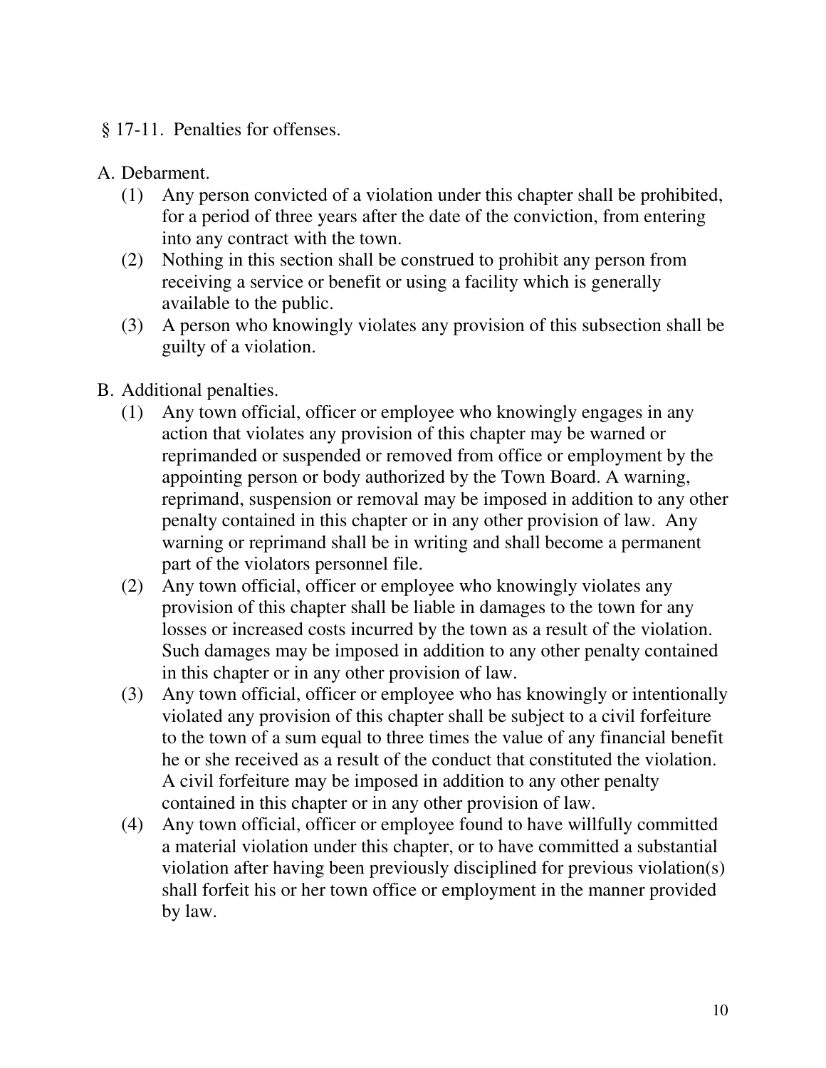## § 17-11. Penalties for offenses.

A. Debarment.

(1) Any person convicted of a violation under this chapter shall be prohibited, for a period of three years after the date of the conviction, from entering into any contract with the town.

(2) Nothing in this section shall be construed to prohibit any person from receiving a service or benefit or using a facility which is generally available to the public.

(3) A person who knowingly violates any provision of this subsection shall be guilty of a violation.

B. Additional penalties.

(1) Any town official, officer or employee who knowingly engages in any action that violates any provision of this chapter may be warned or reprimanded or suspended or removed from office or employment by the appointing person or body authorized by the Town Board. A warning, reprimand, suspension or removal may be imposed in addition to any other penalty contained in this chapter or in any other provision of law. Any warning or reprimand shall be in writing and shall become a permanent part of the violators personnel file.

(2) Any town official, officer or employee who knowingly violates any provision of this chapter shall be liable in damages to the town for any losses or increased costs incurred by the town as a result of the violation. Such damages may be imposed in addition to any other penalty contained in this chapter or in any other provision of law.

(3) Any town official, officer or employee who has knowingly or intentionally violated any provision of this chapter shall be subject to a civil forfeiture to the town of a sum equal to three times the value of any financial benefit he or she received as a result of the conduct that constituted the violation. A civil forfeiture may be imposed in addition to any other penalty contained in this chapter or in any other provision of law.

(4) Any town official, officer or employee found to have willfully committed a material violation under this chapter, or to have committed a substantial violation after having been previously disciplined for previous violation(s) shall forfeit his or her town office or employment in the manner provided by law.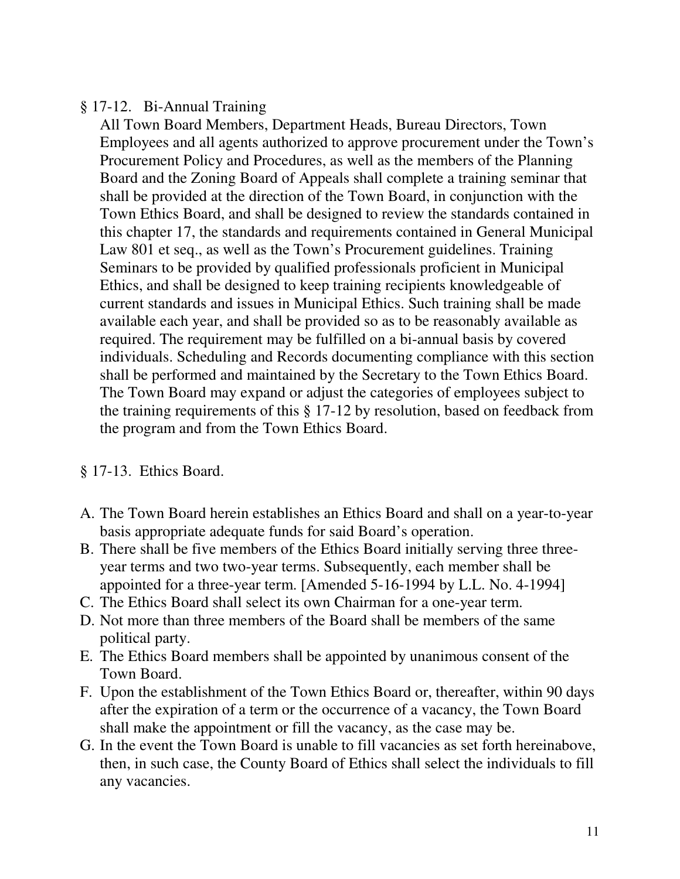§ 17-12. Bi-Annual Training

All Town Board Members, Department Heads, Bureau Directors, Town Employees and all agents authorized to approve procurement under the Town's Procurement Policy and Procedures, as well as the members of the Planning Board and the Zoning Board of Appeals shall complete a training seminar that shall be provided at the direction of the Town Board, in conjunction with the Town Ethics Board, and shall be designed to review the standards contained in this chapter 17, the standards and requirements contained in General Municipal Law 801 et seq., as well as the Town's Procurement guidelines. Training Seminars to be provided by qualified professionals proficient in Municipal Ethics, and shall be designed to keep training recipients knowledgeable of current standards and issues in Municipal Ethics. Such training shall be made available each year, and shall be provided so as to be reasonably available as required. The requirement may be fulfilled on a bi-annual basis by covered individuals. Scheduling and Records documenting compliance with this section shall be performed and maintained by the Secretary to the Town Ethics Board. The Town Board may expand or adjust the categories of employees subject to the training requirements of this § 17-12 by resolution, based on feedback from the program and from the Town Ethics Board.

§ 17-13. Ethics Board.

A. The Town Board herein establishes an Ethics Board and shall on a year-to-year basis appropriate adequate funds for said Board's operation.
B. There shall be five members of the Ethics Board initially serving three three-year terms and two two-year terms. Subsequently, each member shall be appointed for a three-year term. [Amended 5-16-1994 by L.L. No. 4-1994]
C. The Ethics Board shall select its own Chairman for a one-year term.
D. Not more than three members of the Board shall be members of the same political party.
E. The Ethics Board members shall be appointed by unanimous consent of the Town Board.
F. Upon the establishment of the Town Ethics Board or, thereafter, within 90 days after the expiration of a term or the occurrence of a vacancy, the Town Board shall make the appointment or fill the vacancy, as the case may be.
G. In the event the Town Board is unable to fill vacancies as set forth hereinabove, then, in such case, the County Board of Ethics shall select the individuals to fill any vacancies.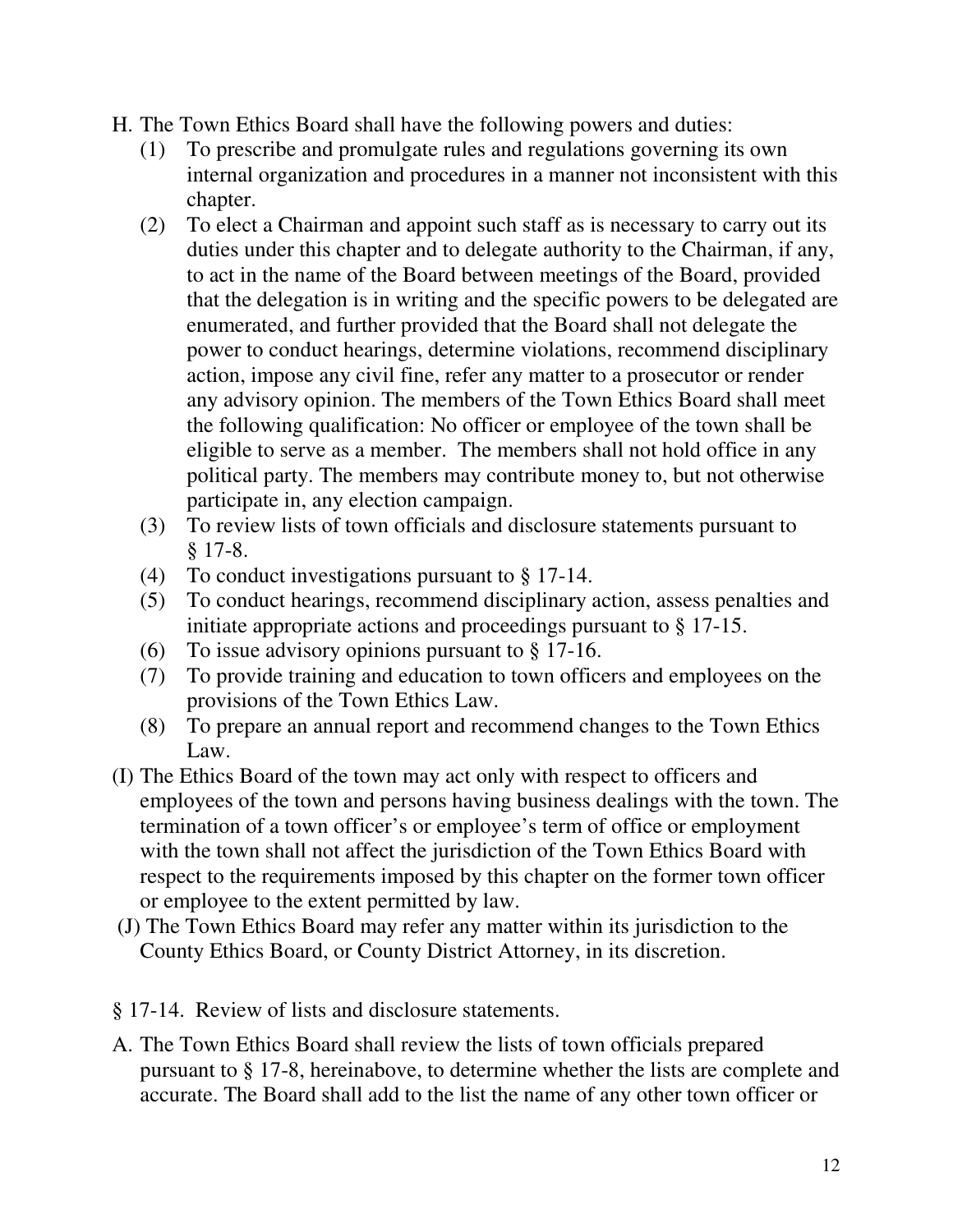H. The Town Ethics Board shall have the following powers and duties:
   1. (1) To prescribe and promulgate rules and regulations governing its own internal organization and procedures in a manner not inconsistent with this chapter.
   2. (2) To elect a Chairman and appoint such staff as is necessary to carry out its duties under this chapter and to delegate authority to the Chairman, if any, to act in the name of the Board between meetings of the Board, provided that the delegation is in writing and the specific powers to be delegated are enumerated, and further provided that the Board shall not delegate the power to conduct hearings, determine violations, recommend disciplinary action, impose any civil fine, refer any matter to a prosecutor or render any advisory opinion. The members of the Town Ethics Board shall meet the following qualification: No officer or employee of the town shall be eligible to serve as a member. The members shall not hold office in any political party. The members may contribute money to, but not otherwise participate in, any election campaign.
   3. (3) To review lists of town officials and disclosure statements pursuant to § 17-8.
   4. (4) To conduct investigations pursuant to § 17-14.
   5. (5) To conduct hearings, recommend disciplinary action, assess penalties and initiate appropriate actions and proceedings pursuant to § 17-15.
   6. (6) To issue advisory opinions pursuant to § 17-16.
   7. (7) To provide training and education to town officers and employees on the provisions of the Town Ethics Law.
   8. (8) To prepare an annual report and recommend changes to the Town Ethics Law.

(I) The Ethics Board of the town may act only with respect to officers and employees of the town and persons having business dealings with the town. The termination of a town officer's or employee's term of office or employment with the town shall not affect the jurisdiction of the Town Ethics Board with respect to the requirements imposed by this chapter on the former town officer or employee to the extent permitted by law.

(J) The Town Ethics Board may refer any matter within its jurisdiction to the County Ethics Board, or County District Attorney, in its discretion.

§ 17-14. Review of lists and disclosure statements.

A. The Town Ethics Board shall review the lists of town officials prepared pursuant to § 17-8, hereinabove, to determine whether the lists are complete and accurate. The Board shall add to the list the name of any other town officer or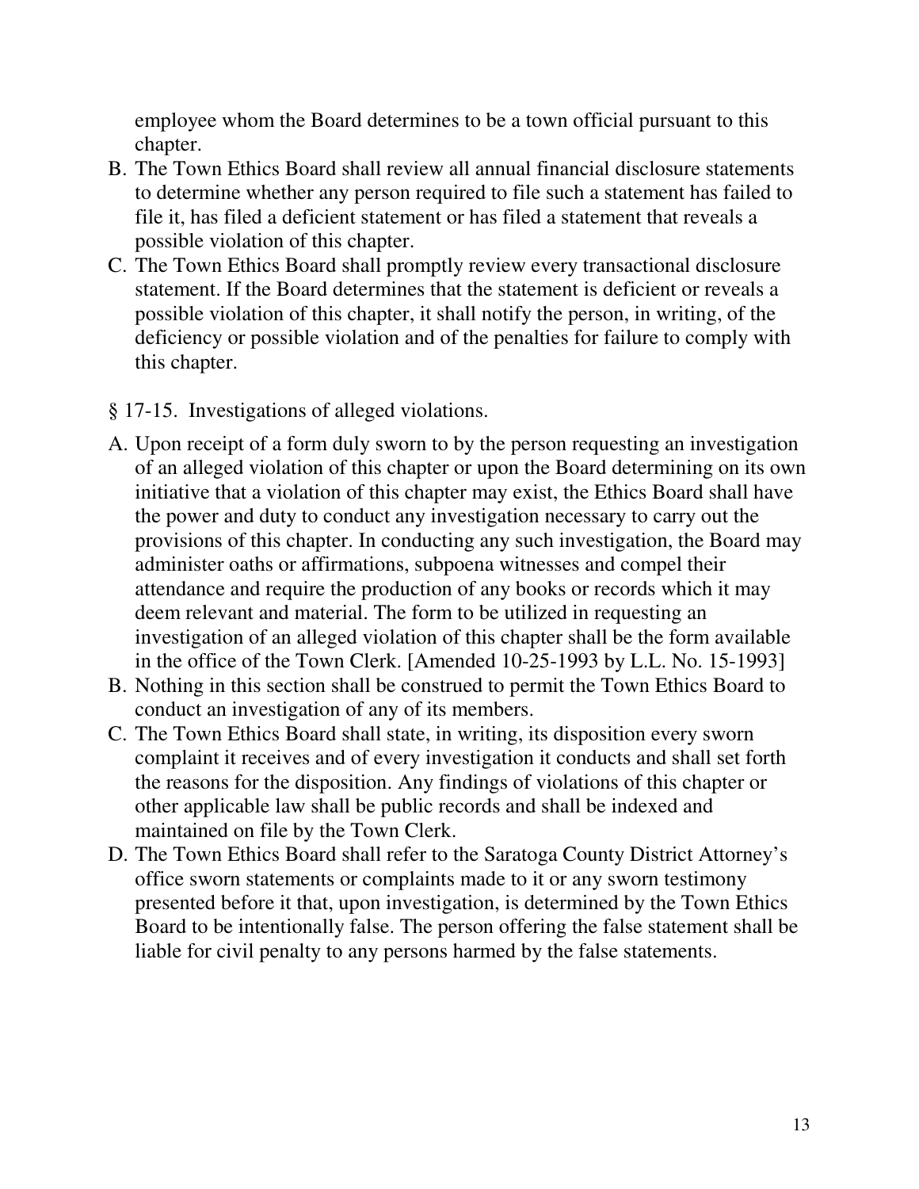employee whom the Board determines to be a town official pursuant to this chapter.

B. The Town Ethics Board shall review all annual financial disclosure statements to determine whether any person required to file such a statement has failed to file it, has filed a deficient statement or has filed a statement that reveals a possible violation of this chapter.
C. The Town Ethics Board shall promptly review every transactional disclosure statement. If the Board determines that the statement is deficient or reveals a possible violation of this chapter, it shall notify the person, in writing, of the deficiency or possible violation and of the penalties for failure to comply with this chapter.

§ 17-15. Investigations of alleged violations.

A. Upon receipt of a form duly sworn to by the person requesting an investigation of an alleged violation of this chapter or upon the Board determining on its own initiative that a violation of this chapter may exist, the Ethics Board shall have the power and duty to conduct any investigation necessary to carry out the provisions of this chapter. In conducting any such investigation, the Board may administer oaths or affirmations, subpoena witnesses and compel their attendance and require the production of any books or records which it may deem relevant and material. The form to be utilized in requesting an investigation of an alleged violation of this chapter shall be the form available in the office of the Town Clerk. [Amended 10-25-1993 by L.L. No. 15-1993]
B. Nothing in this section shall be construed to permit the Town Ethics Board to conduct an investigation of any of its members.
C. The Town Ethics Board shall state, in writing, its disposition every sworn complaint it receives and of every investigation it conducts and shall set forth the reasons for the disposition. Any findings of violations of this chapter or other applicable law shall be public records and shall be indexed and maintained on file by the Town Clerk.
D. The Town Ethics Board shall refer to the Saratoga County District Attorney's office sworn statements or complaints made to it or any sworn testimony presented before it that, upon investigation, is determined by the Town Ethics Board to be intentionally false. The person offering the false statement shall be liable for civil penalty to any persons harmed by the false statements.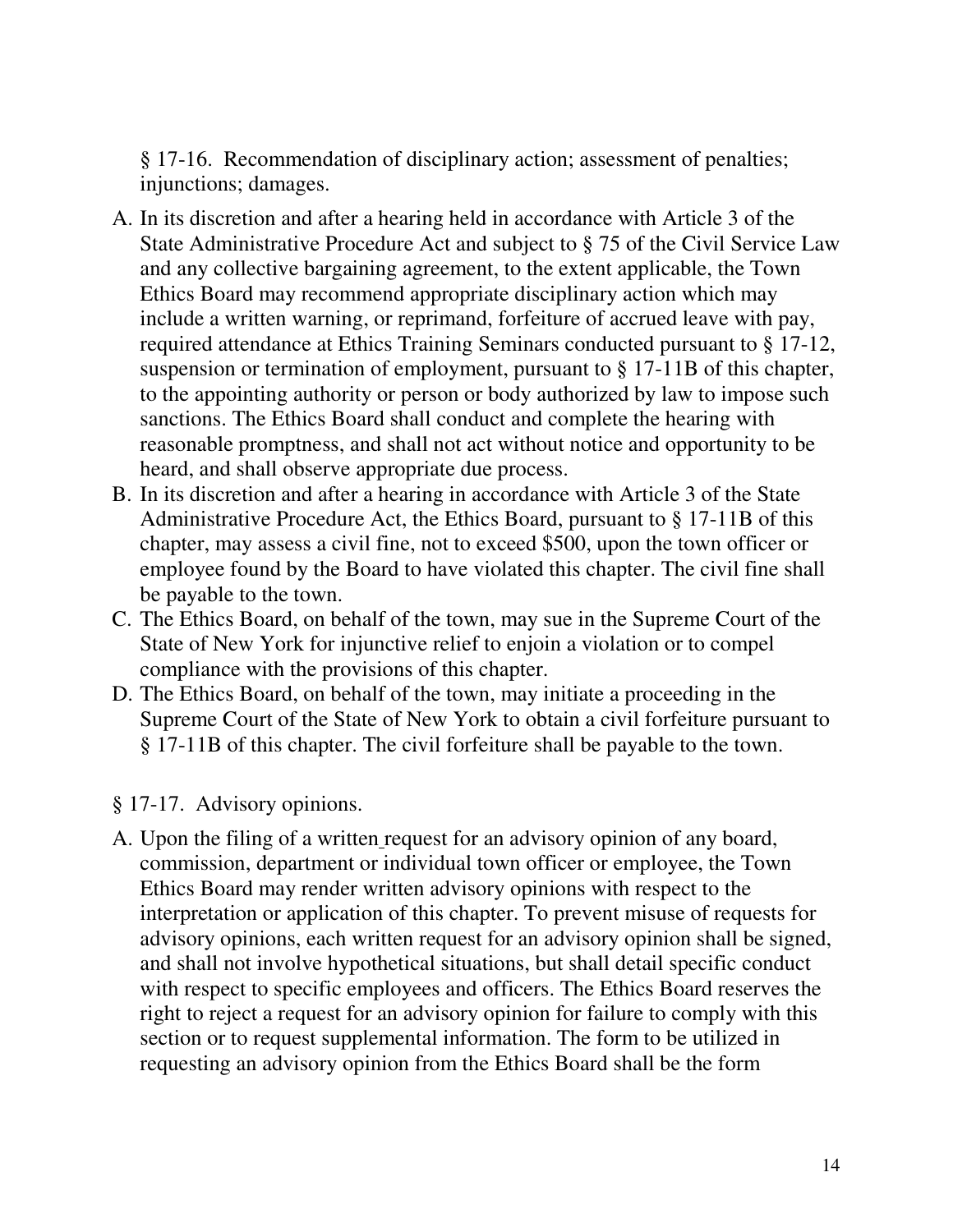§ 17-16. Recommendation of disciplinary action; assessment of penalties; injunctions; damages.

A. In its discretion and after a hearing held in accordance with Article 3 of the State Administrative Procedure Act and subject to § 75 of the Civil Service Law and any collective bargaining agreement, to the extent applicable, the Town Ethics Board may recommend appropriate disciplinary action which may include a written warning, or reprimand, forfeiture of accrued leave with pay, required attendance at Ethics Training Seminars conducted pursuant to § 17-12, suspension or termination of employment, pursuant to § 17-11B of this chapter, to the appointing authority or person or body authorized by law to impose such sanctions. The Ethics Board shall conduct and complete the hearing with reasonable promptness, and shall not act without notice and opportunity to be heard, and shall observe appropriate due process.
B. In its discretion and after a hearing in accordance with Article 3 of the State Administrative Procedure Act, the Ethics Board, pursuant to § 17-11B of this chapter, may assess a civil fine, not to exceed $500, upon the town officer or employee found by the Board to have violated this chapter. The civil fine shall be payable to the town.
C. The Ethics Board, on behalf of the town, may sue in the Supreme Court of the State of New York for injunctive relief to enjoin a violation or to compel compliance with the provisions of this chapter.
D. The Ethics Board, on behalf of the town, may initiate a proceeding in the Supreme Court of the State of New York to obtain a civil forfeiture pursuant to § 17-11B of this chapter. The civil forfeiture shall be payable to the town.

§ 17-17. Advisory opinions.

A. Upon the filing of a written request for an advisory opinion of any board, commission, department or individual town officer or employee, the Town Ethics Board may render written advisory opinions with respect to the interpretation or application of this chapter. To prevent misuse of requests for advisory opinions, each written request for an advisory opinion shall be signed, and shall not involve hypothetical situations, but shall detail specific conduct with respect to specific employees and officers. The Ethics Board reserves the right to reject a request for an advisory opinion for failure to comply with this section or to request supplemental information. The form to be utilized in requesting an advisory opinion from the Ethics Board shall be the form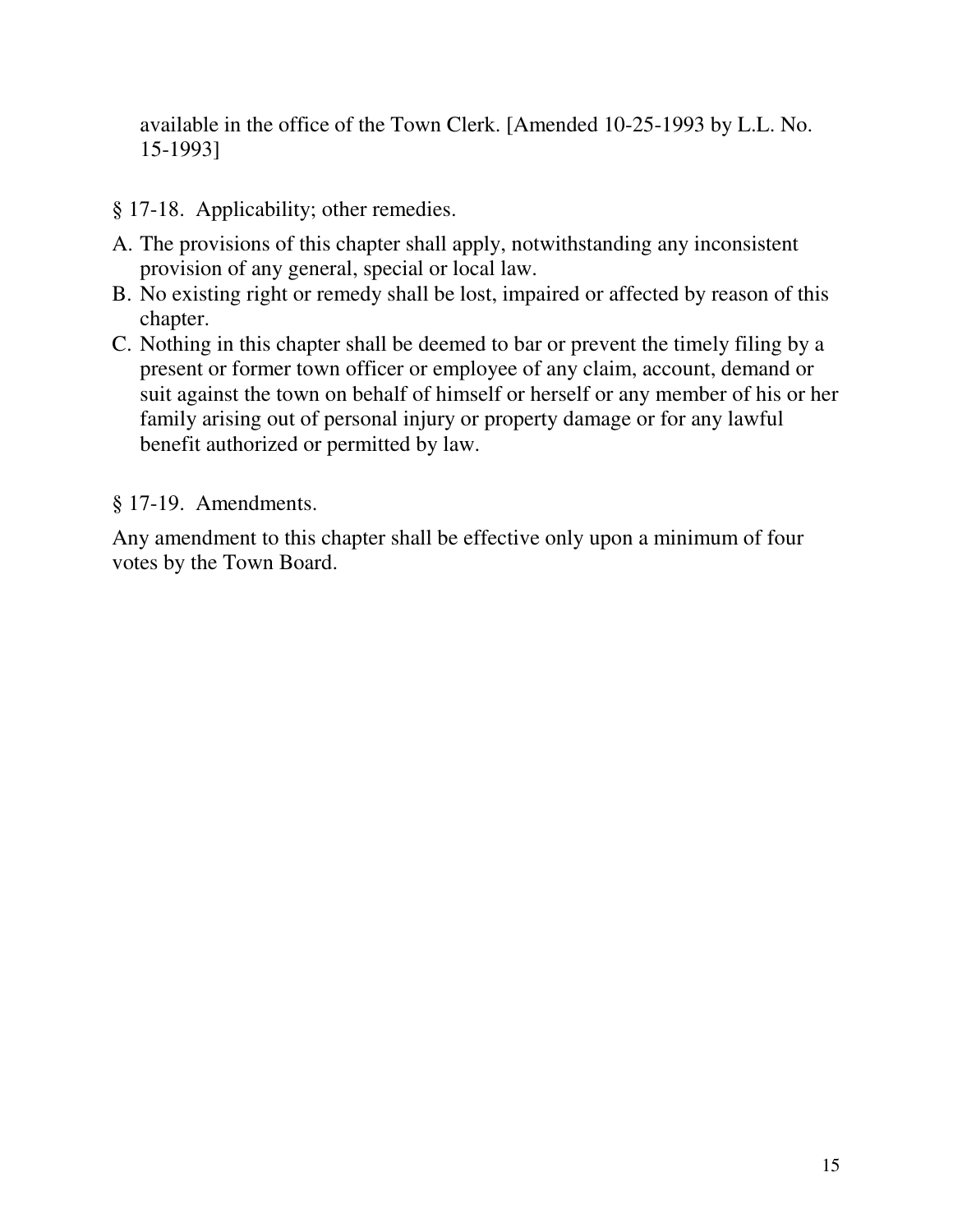available in the office of the Town Clerk. [Amended 10-25-1993 by L.L. No. 15-1993]

§ 17-18. Applicability; other remedies.

A. The provisions of this chapter shall apply, notwithstanding any inconsistent provision of any general, special or local law.
B. No existing right or remedy shall be lost, impaired or affected by reason of this chapter.
C. Nothing in this chapter shall be deemed to bar or prevent the timely filing by a present or former town officer or employee of any claim, account, demand or suit against the town on behalf of himself or herself or any member of his or her family arising out of personal injury or property damage or for any lawful benefit authorized or permitted by law.

§ 17-19. Amendments.

Any amendment to this chapter shall be effective only upon a minimum of four votes by the Town Board.